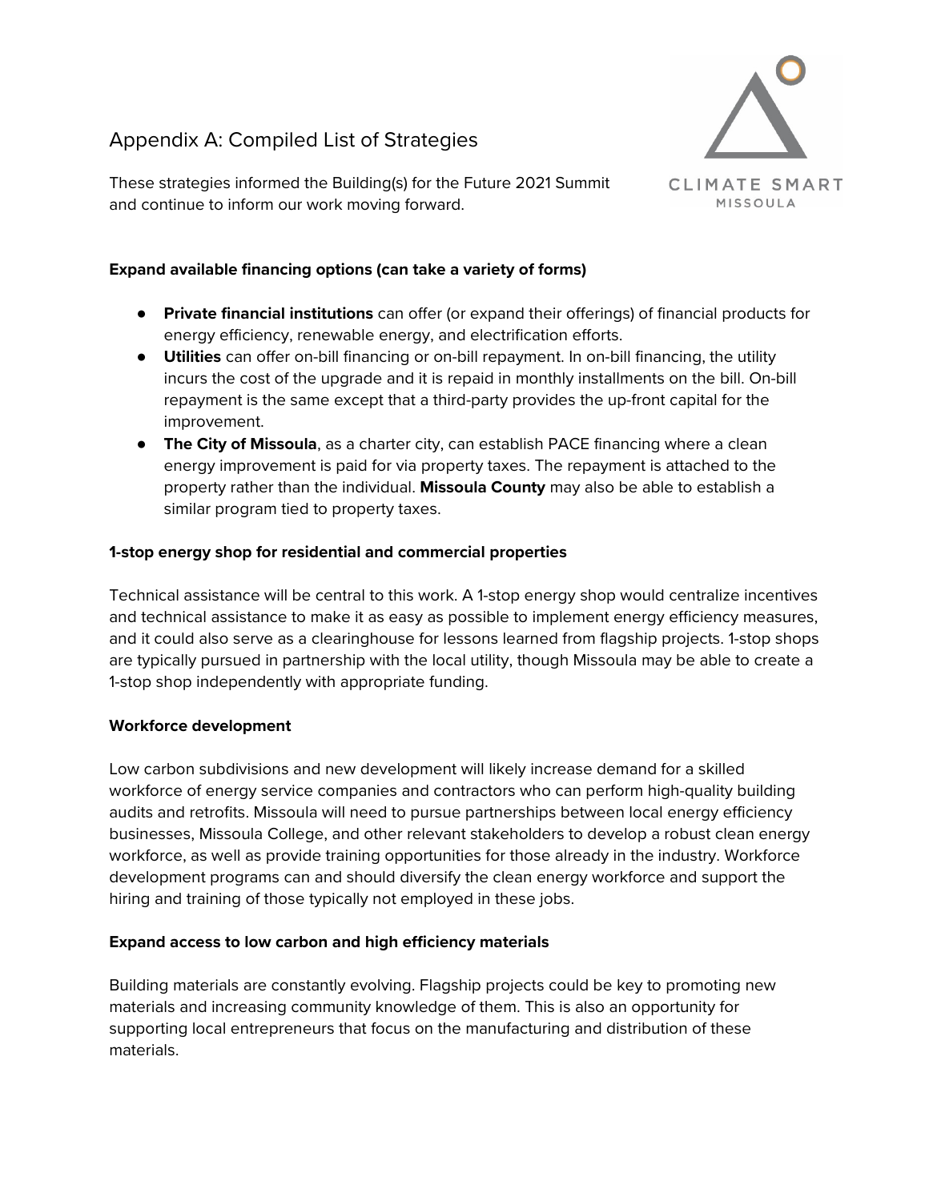# Appendix A: Compiled List of Strategies

These strategies informed the Building(s) for the Future 2021 Summit and continue to inform our work moving forward.

CLIMATE SMART MISSOULA

**Expand available financing options (can take a variety of forms)**

- **Private financial institutions** can offer (or expand their offerings) of financial products for energy efficiency, renewable energy, and electrification efforts.
- **Utilities** can offer on-bill financing or on-bill repayment. In on-bill financing, the utility incurs the cost of the upgrade and it is repaid in monthly installments on the bill. On-bill repayment is the same except that a third-party provides the up-front capital for the improvement.
- **The City of Missoula**, as a charter city, can establish PACE financing where a clean energy improvement is paid for via property taxes. The repayment is attached to the property rather than the individual. **Missoula County** may also be able to establish a similar program tied to property taxes.

**1-stop energy shop for residential and commercial properties**

Technical assistance will be central to this work. A 1-stop energy shop would centralize incentives and technical assistance to make it as easy as possible to implement energy efficiency measures, and it could also serve as a clearinghouse for lessons learned from flagship projects. 1-stop shops are typically pursued in partnership with the local utility, though Missoula may be able to create a 1-stop shop independently with appropriate funding.

**Workforce development**

Low carbon subdivisions and new development will likely increase demand for a skilled workforce of energy service companies and contractors who can perform high-quality building audits and retrofits. Missoula will need to pursue partnerships between local energy efficiency businesses, Missoula College, and other relevant stakeholders to develop a robust clean energy workforce, as well as provide training opportunities for those already in the industry. Workforce development programs can and should diversify the clean energy workforce and support the hiring and training of those typically not employed in these jobs.

**Expand access to low carbon and high efficiency materials**

Building materials are constantly evolving. Flagship projects could be key to promoting new materials and increasing community knowledge of them. This is also an opportunity for supporting local entrepreneurs that focus on the manufacturing and distribution of these materials.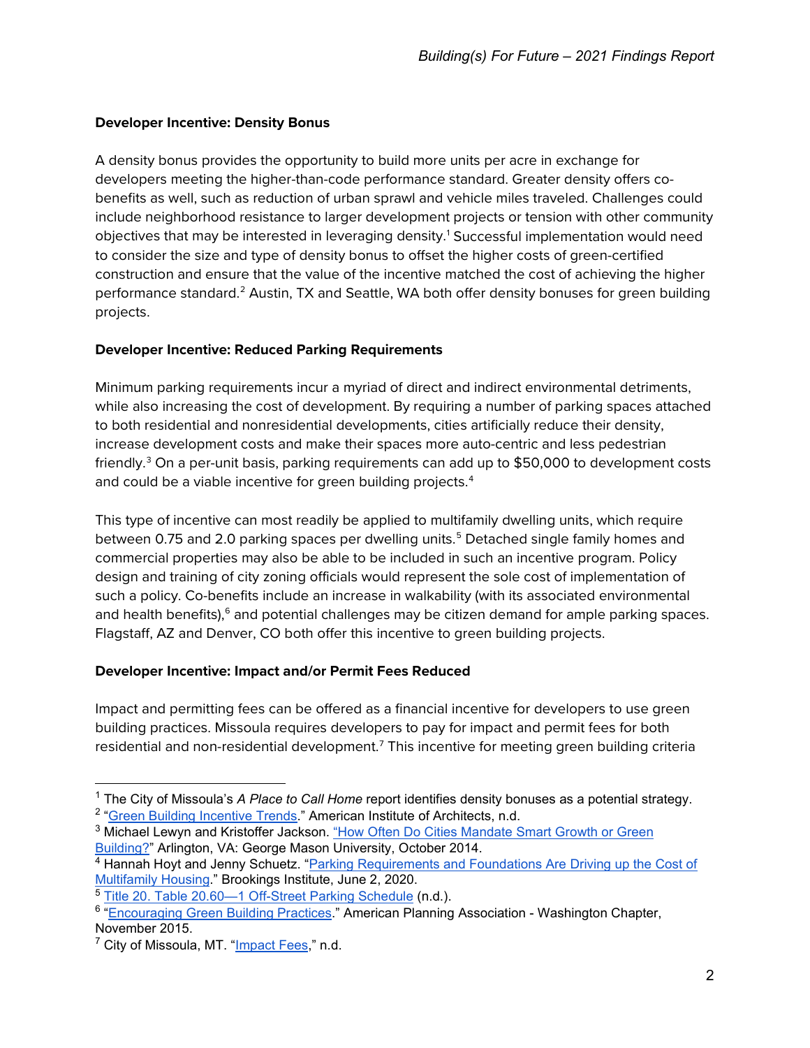**Developer Incentive: Density Bonus**

A density bonus provides the opportunity to build more units per acre in exchange for developers meeting the higher-than-code performance standard. Greater density offers co-benefits as well, such as reduction of urban sprawl and vehicle miles traveled. Challenges could include neighborhood resistance to larger development projects or tension with other community objectives that may be interested in leveraging density.[1] Successful implementation would need to consider the size and type of density bonus to offset the higher costs of green-certified construction and ensure that the value of the incentive matched the cost of achieving the higher performance standard.[2] Austin, TX and Seattle, WA both offer density bonuses for green building projects.

**Developer Incentive: Reduced Parking Requirements**

Minimum parking requirements incur a myriad of direct and indirect environmental detriments, while also increasing the cost of development. By requiring a number of parking spaces attached to both residential and nonresidential developments, cities artificially reduce their density, increase development costs and make their spaces more auto-centric and less pedestrian friendly.[3] On a per-unit basis, parking requirements can add up to $50,000 to development costs and could be a viable incentive for green building projects.[4]

This type of incentive can most readily be applied to multifamily dwelling units, which require between 0.75 and 2.0 parking spaces per dwelling units.[5] Detached single family homes and commercial properties may also be able to be included in such an incentive program. Policy design and training of city zoning officials would represent the sole cost of implementation of such a policy. Co-benefits include an increase in walkability (with its associated environmental and health benefits),[6] and potential challenges may be citizen demand for ample parking spaces. Flagstaff, AZ and Denver, CO both offer this incentive to green building projects.

**Developer Incentive: Impact and/or Permit Fees Reduced**

Impact and permitting fees can be offered as a financial incentive for developers to use green building practices. Missoula requires developers to pay for impact and permit fees for both residential and non-residential development.[7] This incentive for meeting green building criteria

---

[1] The City of Missoula's *A Place to Call Home* report identifies density bonuses as a potential strategy.

[2] "Green Building Incentive Trends." American Institute of Architects, n.d.

[3] Michael Lewyn and Kristoffer Jackson. "How Often Do Cities Mandate Smart Growth or Green Building?" Arlington, VA: George Mason University, October 2014.

[4] Hannah Hoyt and Jenny Schuetz. "Parking Requirements and Foundations Are Driving up the Cost of Multifamily Housing." Brookings Institute, June 2, 2020.

[5] Title 20. Table 20.60—1 Off-Street Parking Schedule (n.d.).

[6] "Encouraging Green Building Practices." American Planning Association - Washington Chapter, November 2015.

[7] City of Missoula, MT. "Impact Fees," n.d.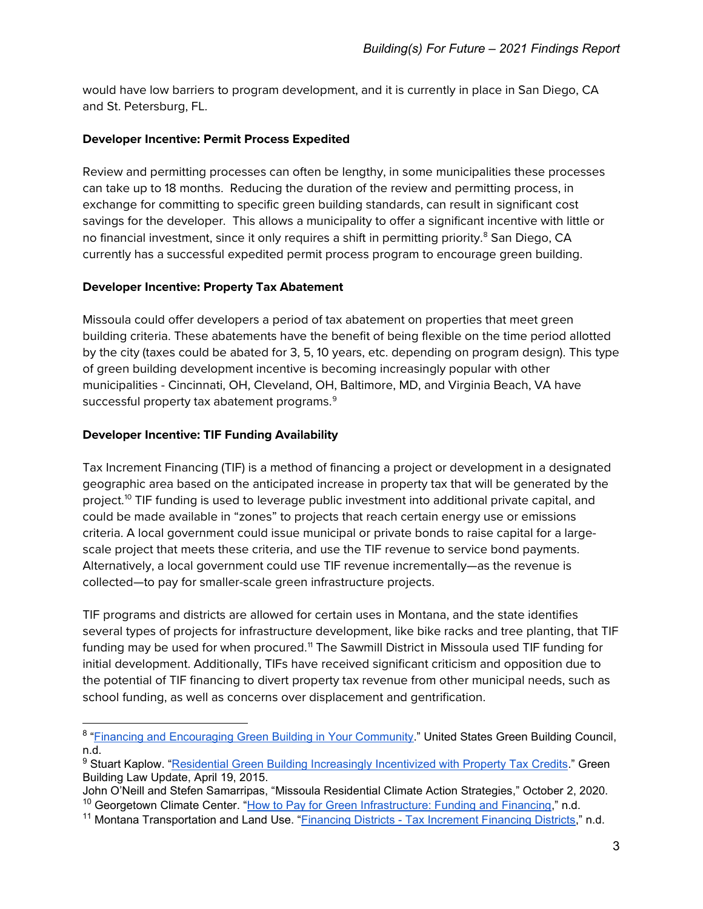would have low barriers to program development, and it is currently in place in San Diego, CA and St. Petersburg, FL.

**Developer Incentive: Permit Process Expedited**

Review and permitting processes can often be lengthy, in some municipalities these processes can take up to 18 months. Reducing the duration of the review and permitting process, in exchange for committing to specific green building standards, can result in significant cost savings for the developer. This allows a municipality to offer a significant incentive with little or no financial investment, since it only requires a shift in permitting priority.[8] San Diego, CA currently has a successful expedited permit process program to encourage green building.

**Developer Incentive: Property Tax Abatement**

Missoula could offer developers a period of tax abatement on properties that meet green building criteria. These abatements have the benefit of being flexible on the time period allotted by the city (taxes could be abated for 3, 5, 10 years, etc. depending on program design). This type of green building development incentive is becoming increasingly popular with other municipalities - Cincinnati, OH, Cleveland, OH, Baltimore, MD, and Virginia Beach, VA have successful property tax abatement programs.[9]

**Developer Incentive: TIF Funding Availability**

Tax Increment Financing (TIF) is a method of financing a project or development in a designated geographic area based on the anticipated increase in property tax that will be generated by the project.[10] TIF funding is used to leverage public investment into additional private capital, and could be made available in "zones" to projects that reach certain energy use or emissions criteria. A local government could issue municipal or private bonds to raise capital for a large-scale project that meets these criteria, and use the TIF revenue to service bond payments. Alternatively, a local government could use TIF revenue incrementally—as the revenue is collected—to pay for smaller-scale green infrastructure projects.

TIF programs and districts are allowed for certain uses in Montana, and the state identifies several types of projects for infrastructure development, like bike racks and tree planting, that TIF funding may be used for when procured.[11] The Sawmill District in Missoula used TIF funding for initial development. Additionally, TIFs have received significant criticism and opposition due to the potential of TIF financing to divert property tax revenue from other municipal needs, such as school funding, as well as concerns over displacement and gentrification.

---

[8] "Financing and Encouraging Green Building in Your Community." United States Green Building Council, n.d.

[9] Stuart Kaplow. "Residential Green Building Increasingly Incentivized with Property Tax Credits." Green Building Law Update, April 19, 2015.
John O'Neill and Stefen Samarripas, "Missoula Residential Climate Action Strategies," October 2, 2020.

[10] Georgetown Climate Center. "How to Pay for Green Infrastructure: Funding and Financing," n.d.

[11] Montana Transportation and Land Use. "Financing Districts - Tax Increment Financing Districts," n.d.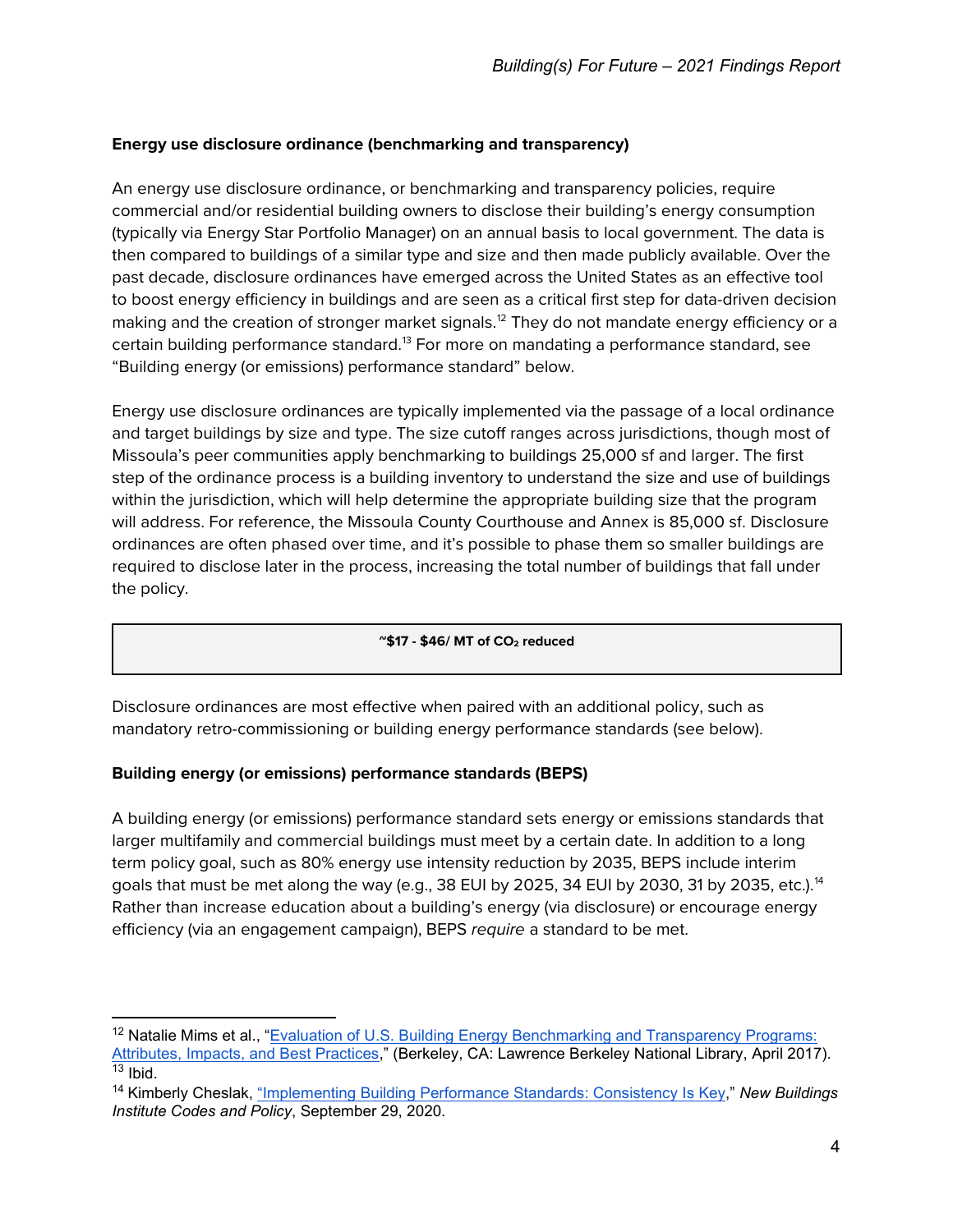**Energy use disclosure ordinance (benchmarking and transparency)**

An energy use disclosure ordinance, or benchmarking and transparency policies, require commercial and/or residential building owners to disclose their building's energy consumption (typically via Energy Star Portfolio Manager) on an annual basis to local government. The data is then compared to buildings of a similar type and size and then made publicly available. Over the past decade, disclosure ordinances have emerged across the United States as an effective tool to boost energy efficiency in buildings and are seen as a critical first step for data-driven decision making and the creation of stronger market signals.[12] They do not mandate energy efficiency or a certain building performance standard.[13] For more on mandating a performance standard, see "Building energy (or emissions) performance standard" below.

Energy use disclosure ordinances are typically implemented via the passage of a local ordinance and target buildings by size and type. The size cutoff ranges across jurisdictions, though most of Missoula's peer communities apply benchmarking to buildings 25,000 sf and larger. The first step of the ordinance process is a building inventory to understand the size and use of buildings within the jurisdiction, which will help determine the appropriate building size that the program will address. For reference, the Missoula County Courthouse and Annex is 85,000 sf. Disclosure ordinances are often phased over time, and it's possible to phase them so smaller buildings are required to disclose later in the process, increasing the total number of buildings that fall under the policy.

| **~$17 - $46/ MT of $CO_2$ reduced** |
| --- |

Disclosure ordinances are most effective when paired with an additional policy, such as mandatory retro-commissioning or building energy performance standards (see below).

**Building energy (or emissions) performance standards (BEPS)**

A building energy (or emissions) performance standard sets energy or emissions standards that larger multifamily and commercial buildings must meet by a certain date. In addition to a long term policy goal, such as 80% energy use intensity reduction by 2035, BEPS include interim goals that must be met along the way (e.g., 38 EUI by 2025, 34 EUI by 2030, 31 by 2035, etc.).[14] Rather than increase education about a building's energy (via disclosure) or encourage energy efficiency (via an engagement campaign), BEPS *require* a standard to be met.

---

[12] Natalie Mims et al., "Evaluation of U.S. Building Energy Benchmarking and Transparency Programs: Attributes, Impacts, and Best Practices," (Berkeley, CA: Lawrence Berkeley National Library, April 2017).

[13] Ibid.

[14] Kimberly Cheslak, "Implementing Building Performance Standards: Consistency Is Key," *New Buildings Institute Codes and Policy*, September 29, 2020.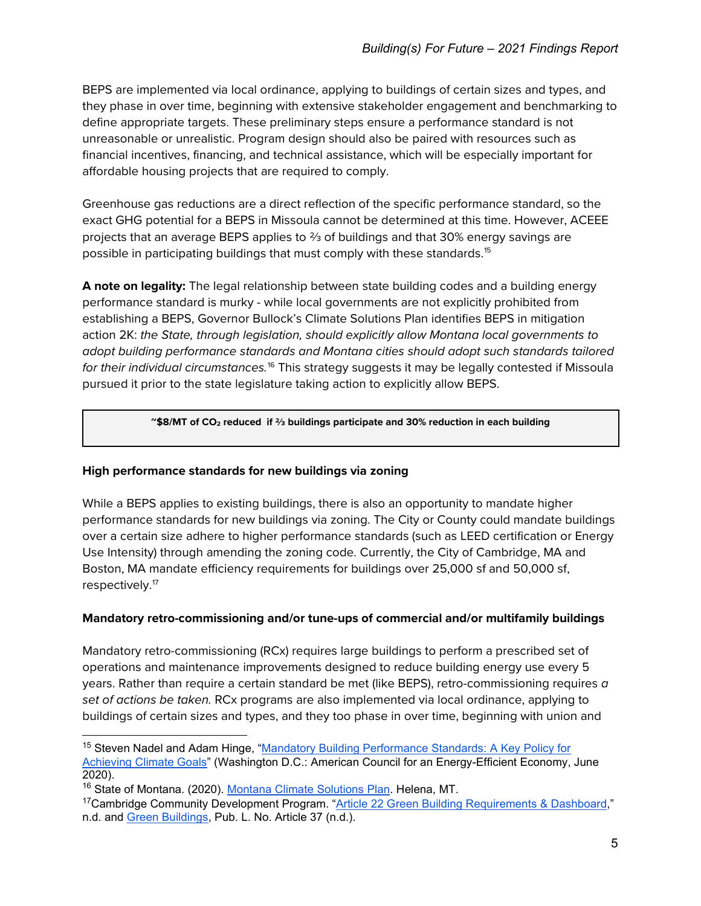BEPS are implemented via local ordinance, applying to buildings of certain sizes and types, and they phase in over time, beginning with extensive stakeholder engagement and benchmarking to define appropriate targets. These preliminary steps ensure a performance standard is not unreasonable or unrealistic. Program design should also be paired with resources such as financial incentives, financing, and technical assistance, which will be especially important for affordable housing projects that are required to comply.

Greenhouse gas reductions are a direct reflection of the specific performance standard, so the exact GHG potential for a BEPS in Missoula cannot be determined at this time. However, ACEEE projects that an average BEPS applies to ⅔ of buildings and that 30% energy savings are possible in participating buildings that must comply with these standards.[15]

**A note on legality:** The legal relationship between state building codes and a building energy performance standard is murky - while local governments are not explicitly prohibited from establishing a BEPS, Governor Bullock's Climate Solutions Plan identifies BEPS in mitigation action 2K: *the State, through legislation, should explicitly allow Montana local governments to adopt building performance standards and Montana cities should adopt such standards tailored for their individual circumstances.*[16] This strategy suggests it may be legally contested if Missoula pursued it prior to the state legislature taking action to explicitly allow BEPS.

**~$8/MT of $CO_2$ reduced if ⅔ buildings participate and 30% reduction in each building**

**High performance standards for new buildings via zoning**

While a BEPS applies to existing buildings, there is also an opportunity to mandate higher performance standards for new buildings via zoning. The City or County could mandate buildings over a certain size adhere to higher performance standards (such as LEED certification or Energy Use Intensity) through amending the zoning code. Currently, the City of Cambridge, MA and Boston, MA mandate efficiency requirements for buildings over 25,000 sf and 50,000 sf, respectively.[17]

**Mandatory retro-commissioning and/or tune-ups of commercial and/or multifamily buildings**

Mandatory retro-commissioning (RCx) requires large buildings to perform a prescribed set of operations and maintenance improvements designed to reduce building energy use every 5 years. Rather than require a certain standard be met (like BEPS), retro-commissioning requires *a set of actions be taken.* RCx programs are also implemented via local ordinance, applying to buildings of certain sizes and types, and they too phase in over time, beginning with union and

---

[15] Steven Nadel and Adam Hinge, "Mandatory Building Performance Standards: A Key Policy for Achieving Climate Goals" (Washington D.C.: American Council for an Energy-Efficient Economy, June 2020).

[16] State of Montana. (2020). Montana Climate Solutions Plan. Helena, MT.

[17] Cambridge Community Development Program. "Article 22 Green Building Requirements & Dashboard," n.d. and Green Buildings, Pub. L. No. Article 37 (n.d.).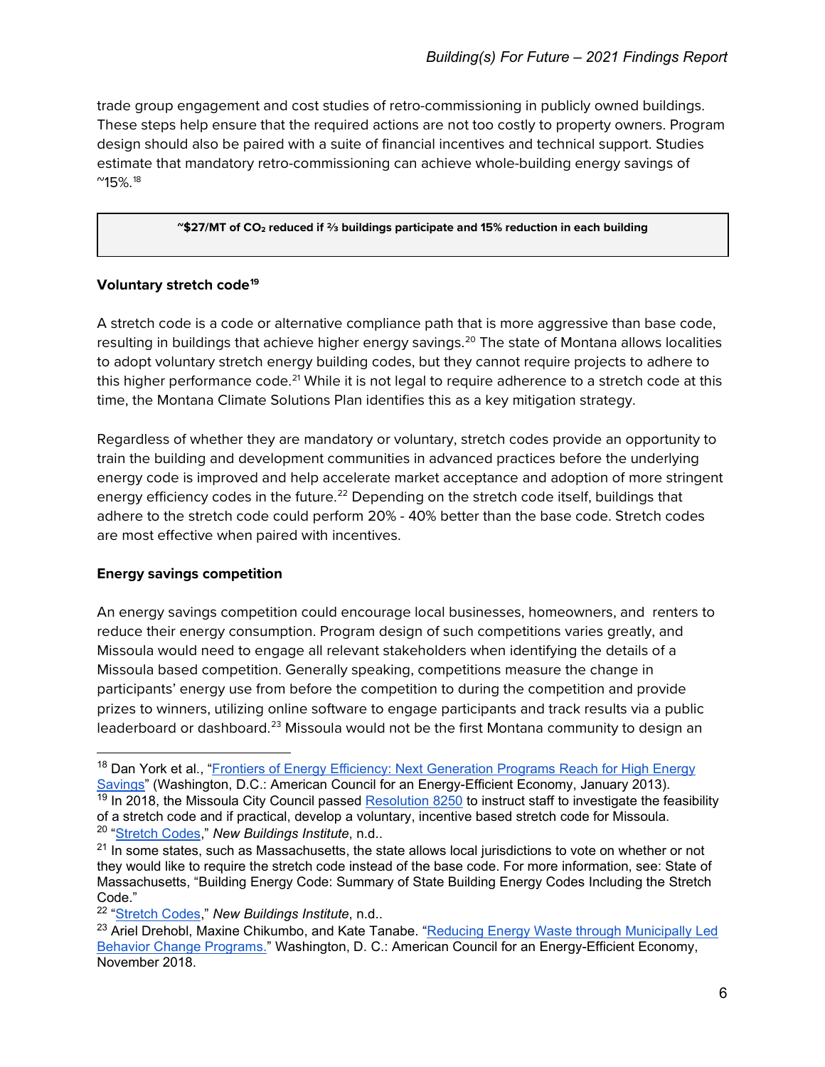trade group engagement and cost studies of retro-commissioning in publicly owned buildings. These steps help ensure that the required actions are not too costly to property owners. Program design should also be paired with a suite of financial incentives and technical support. Studies estimate that mandatory retro-commissioning can achieve whole-building energy savings of ~15%.[18]

| **~$27/MT of $CO_2$ reduced if ⅔ buildings participate and 15% reduction in each building** |
| --- |

**Voluntary stretch code**[19]

A stretch code is a code or alternative compliance path that is more aggressive than base code, resulting in buildings that achieve higher energy savings.[20] The state of Montana allows localities to adopt voluntary stretch energy building codes, but they cannot require projects to adhere to this higher performance code.[21] While it is not legal to require adherence to a stretch code at this time, the Montana Climate Solutions Plan identifies this as a key mitigation strategy.

Regardless of whether they are mandatory or voluntary, stretch codes provide an opportunity to train the building and development communities in advanced practices before the underlying energy code is improved and help accelerate market acceptance and adoption of more stringent energy efficiency codes in the future.[22] Depending on the stretch code itself, buildings that adhere to the stretch code could perform 20% - 40% better than the base code. Stretch codes are most effective when paired with incentives.

**Energy savings competition**

An energy savings competition could encourage local businesses, homeowners, and renters to reduce their energy consumption. Program design of such competitions varies greatly, and Missoula would need to engage all relevant stakeholders when identifying the details of a Missoula based competition. Generally speaking, competitions measure the change in participants' energy use from before the competition to during the competition and provide prizes to winners, utilizing online software to engage participants and track results via a public leaderboard or dashboard.[23] Missoula would not be the first Montana community to design an

---

[18] Dan York et al., "Frontiers of Energy Efficiency: Next Generation Programs Reach for High Energy Savings" (Washington, D.C.: American Council for an Energy-Efficient Economy, January 2013).

[19] In 2018, the Missoula City Council passed Resolution 8250 to instruct staff to investigate the feasibility of a stretch code and if practical, develop a voluntary, incentive based stretch code for Missoula.

[20] "Stretch Codes," *New Buildings Institute*, n.d..

[21] In some states, such as Massachusetts, the state allows local jurisdictions to vote on whether or not they would like to require the stretch code instead of the base code. For more information, see: State of Massachusetts, "Building Energy Code: Summary of State Building Energy Codes Including the Stretch Code."

[22] "Stretch Codes," *New Buildings Institute*, n.d..

[23] Ariel Drehobl, Maxine Chikumbo, and Kate Tanabe. "Reducing Energy Waste through Municipally Led Behavior Change Programs." Washington, D. C.: American Council for an Energy-Efficient Economy, November 2018.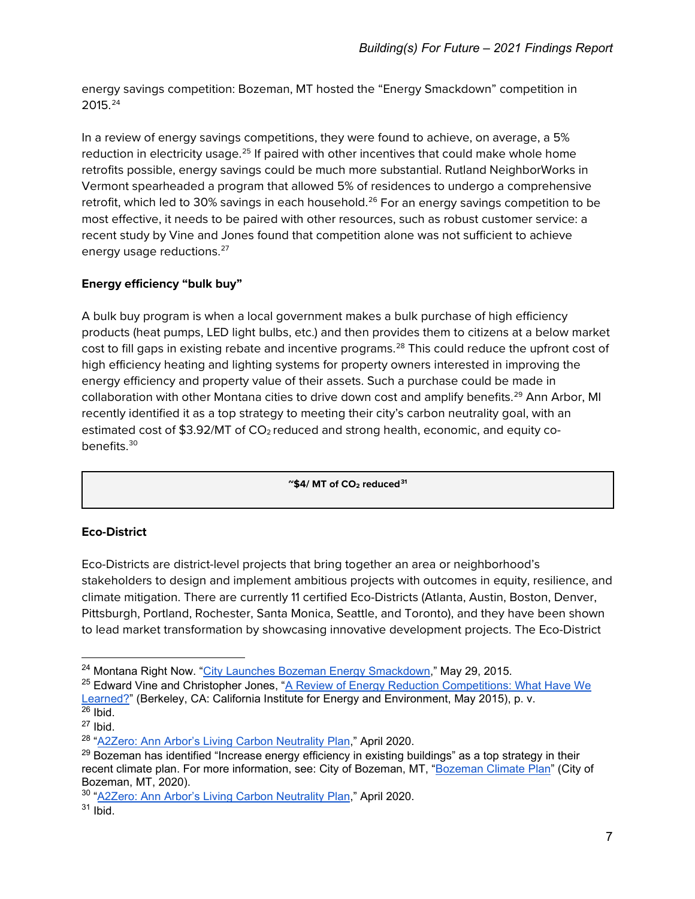energy savings competition: Bozeman, MT hosted the "Energy Smackdown" competition in 2015.[24]

In a review of energy savings competitions, they were found to achieve, on average, a 5% reduction in electricity usage.[25] If paired with other incentives that could make whole home retrofits possible, energy savings could be much more substantial. Rutland NeighborWorks in Vermont spearheaded a program that allowed 5% of residences to undergo a comprehensive retrofit, which led to 30% savings in each household.[26] For an energy savings competition to be most effective, it needs to be paired with other resources, such as robust customer service: a recent study by Vine and Jones found that competition alone was not sufficient to achieve energy usage reductions.[27]

**Energy efficiency "bulk buy"**

A bulk buy program is when a local government makes a bulk purchase of high efficiency products (heat pumps, LED light bulbs, etc.) and then provides them to citizens at a below market cost to fill gaps in existing rebate and incentive programs.[28] This could reduce the upfront cost of high efficiency heating and lighting systems for property owners interested in improving the energy efficiency and property value of their assets. Such a purchase could be made in collaboration with other Montana cities to drive down cost and amplify benefits.[29] Ann Arbor, MI recently identified it as a top strategy to meeting their city's carbon neutrality goal, with an estimated cost of $3.92/MT of $CO_2$ reduced and strong health, economic, and equity co-benefits.[30]

| **~$4/ MT of $CO_2$ reduced**[31] |
|---|

**Eco-District**

Eco-Districts are district-level projects that bring together an area or neighborhood's stakeholders to design and implement ambitious projects with outcomes in equity, resilience, and climate mitigation. There are currently 11 certified Eco-Districts (Atlanta, Austin, Boston, Denver, Pittsburgh, Portland, Rochester, Santa Monica, Seattle, and Toronto), and they have been shown to lead market transformation by showcasing innovative development projects. The Eco-District

---

[24] Montana Right Now. "City Launches Bozeman Energy Smackdown," May 29, 2015.

[25] Edward Vine and Christopher Jones, "A Review of Energy Reduction Competitions: What Have We Learned?" (Berkeley, CA: California Institute for Energy and Environment, May 2015), p. v.

[26] Ibid.

[27] Ibid.

[28] "A2Zero: Ann Arbor's Living Carbon Neutrality Plan," April 2020.

[29] Bozeman has identified "Increase energy efficiency in existing buildings" as a top strategy in their recent climate plan. For more information, see: City of Bozeman, MT, "Bozeman Climate Plan" (City of Bozeman, MT, 2020).

[30] "A2Zero: Ann Arbor's Living Carbon Neutrality Plan," April 2020.

[31] Ibid.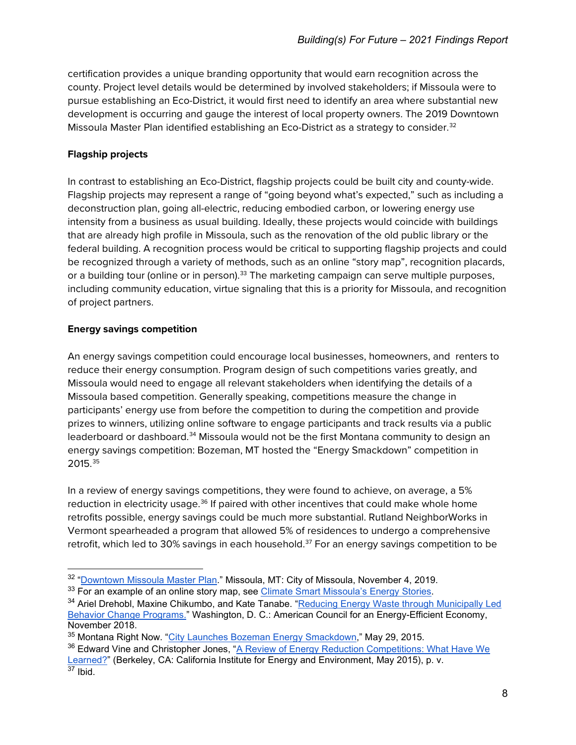certification provides a unique branding opportunity that would earn recognition across the county. Project level details would be determined by involved stakeholders; if Missoula were to pursue establishing an Eco-District, it would first need to identify an area where substantial new development is occurring and gauge the interest of local property owners. The 2019 Downtown Missoula Master Plan identified establishing an Eco-District as a strategy to consider.[32]

**Flagship projects**

In contrast to establishing an Eco-District, flagship projects could be built city and county-wide. Flagship projects may represent a range of "going beyond what's expected," such as including a deconstruction plan, going all-electric, reducing embodied carbon, or lowering energy use intensity from a business as usual building. Ideally, these projects would coincide with buildings that are already high profile in Missoula, such as the renovation of the old public library or the federal building. A recognition process would be critical to supporting flagship projects and could be recognized through a variety of methods, such as an online "story map", recognition placards, or a building tour (online or in person).[33] The marketing campaign can serve multiple purposes, including community education, virtue signaling that this is a priority for Missoula, and recognition of project partners.

**Energy savings competition**

An energy savings competition could encourage local businesses, homeowners, and renters to reduce their energy consumption. Program design of such competitions varies greatly, and Missoula would need to engage all relevant stakeholders when identifying the details of a Missoula based competition. Generally speaking, competitions measure the change in participants' energy use from before the competition to during the competition and provide prizes to winners, utilizing online software to engage participants and track results via a public leaderboard or dashboard.[34] Missoula would not be the first Montana community to design an energy savings competition: Bozeman, MT hosted the "Energy Smackdown" competition in 2015.[35]

In a review of energy savings competitions, they were found to achieve, on average, a 5% reduction in electricity usage.[36] If paired with other incentives that could make whole home retrofits possible, energy savings could be much more substantial. Rutland NeighborWorks in Vermont spearheaded a program that allowed 5% of residences to undergo a comprehensive retrofit, which led to 30% savings in each household.[37] For an energy savings competition to be

---

[32] "Downtown Missoula Master Plan." Missoula, MT: City of Missoula, November 4, 2019.

[33] For an example of an online story map, see Climate Smart Missoula's Energy Stories.

[34] Ariel Drehobl, Maxine Chikumbo, and Kate Tanabe. "Reducing Energy Waste through Municipally Led Behavior Change Programs." Washington, D. C.: American Council for an Energy-Efficient Economy, November 2018.

[35] Montana Right Now. "City Launches Bozeman Energy Smackdown," May 29, 2015.

[36] Edward Vine and Christopher Jones, "A Review of Energy Reduction Competitions: What Have We Learned?" (Berkeley, CA: California Institute for Energy and Environment, May 2015), p. v.

[37] Ibid.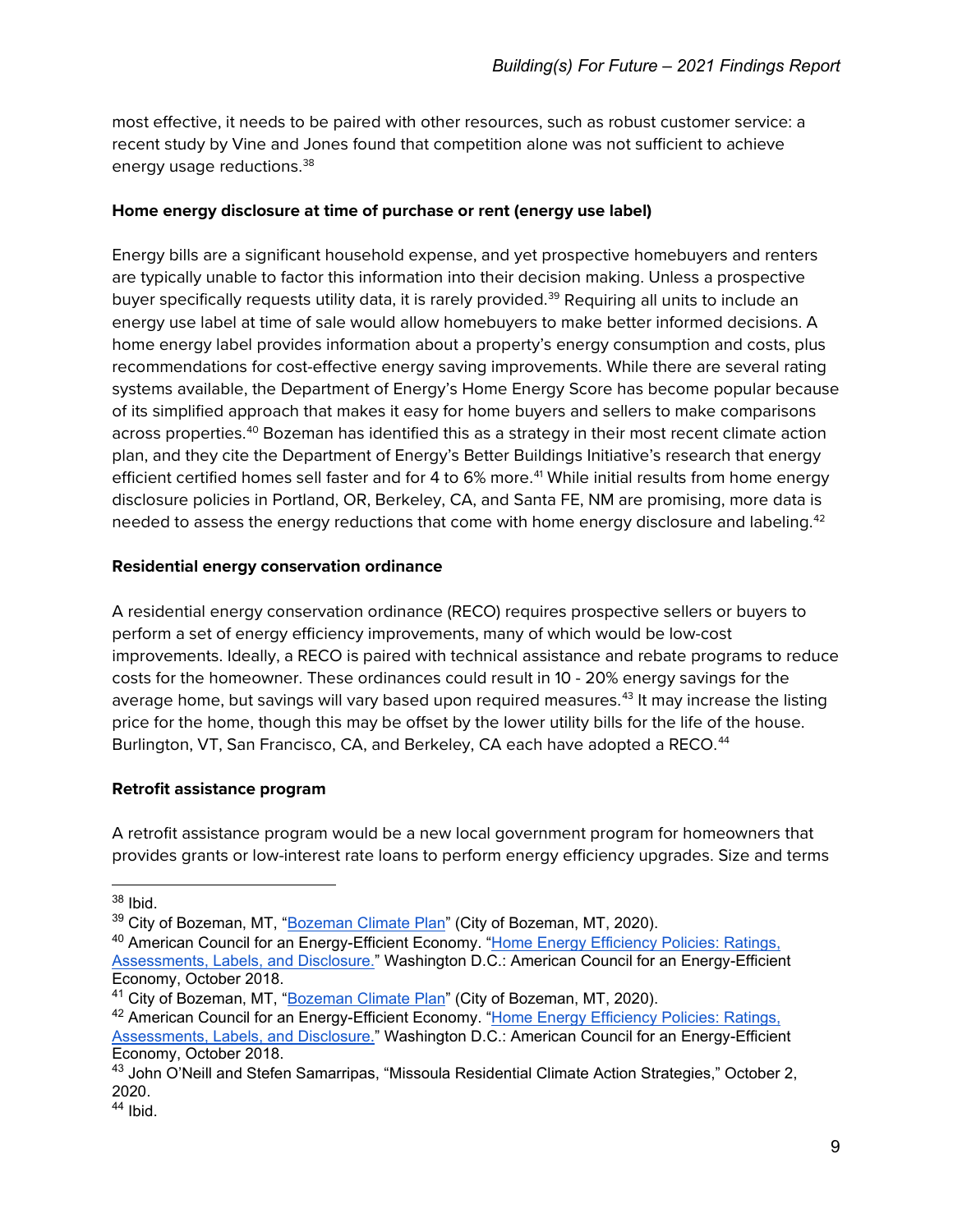most effective, it needs to be paired with other resources, such as robust customer service: a recent study by Vine and Jones found that competition alone was not sufficient to achieve energy usage reductions.[38]

**Home energy disclosure at time of purchase or rent (energy use label)**

Energy bills are a significant household expense, and yet prospective homebuyers and renters are typically unable to factor this information into their decision making. Unless a prospective buyer specifically requests utility data, it is rarely provided.[39] Requiring all units to include an energy use label at time of sale would allow homebuyers to make better informed decisions. A home energy label provides information about a property's energy consumption and costs, plus recommendations for cost-effective energy saving improvements. While there are several rating systems available, the Department of Energy's Home Energy Score has become popular because of its simplified approach that makes it easy for home buyers and sellers to make comparisons across properties.[40] Bozeman has identified this as a strategy in their most recent climate action plan, and they cite the Department of Energy's Better Buildings Initiative's research that energy efficient certified homes sell faster and for 4 to 6% more.[41] While initial results from home energy disclosure policies in Portland, OR, Berkeley, CA, and Santa FE, NM are promising, more data is needed to assess the energy reductions that come with home energy disclosure and labeling.[42]

**Residential energy conservation ordinance**

A residential energy conservation ordinance (RECO) requires prospective sellers or buyers to perform a set of energy efficiency improvements, many of which would be low-cost improvements. Ideally, a RECO is paired with technical assistance and rebate programs to reduce costs for the homeowner. These ordinances could result in 10 - 20% energy savings for the average home, but savings will vary based upon required measures.[43] It may increase the listing price for the home, though this may be offset by the lower utility bills for the life of the house. Burlington, VT, San Francisco, CA, and Berkeley, CA each have adopted a RECO.[44]

**Retrofit assistance program**

A retrofit assistance program would be a new local government program for homeowners that provides grants or low-interest rate loans to perform energy efficiency upgrades. Size and terms

---

[38] Ibid.

[39] City of Bozeman, MT, "[Bozeman Climate Plan]" (City of Bozeman, MT, 2020).

[40] American Council for an Energy-Efficient Economy. "[Home Energy Efficiency Policies: Ratings, Assessments, Labels, and Disclosure.]" Washington D.C.: American Council for an Energy-Efficient Economy, October 2018.

[41] City of Bozeman, MT, "[Bozeman Climate Plan]" (City of Bozeman, MT, 2020).

[42] American Council for an Energy-Efficient Economy. "[Home Energy Efficiency Policies: Ratings, Assessments, Labels, and Disclosure.]" Washington D.C.: American Council for an Energy-Efficient Economy, October 2018.

[43] John O'Neill and Stefen Samarripas, "Missoula Residential Climate Action Strategies," October 2, 2020.

[44] Ibid.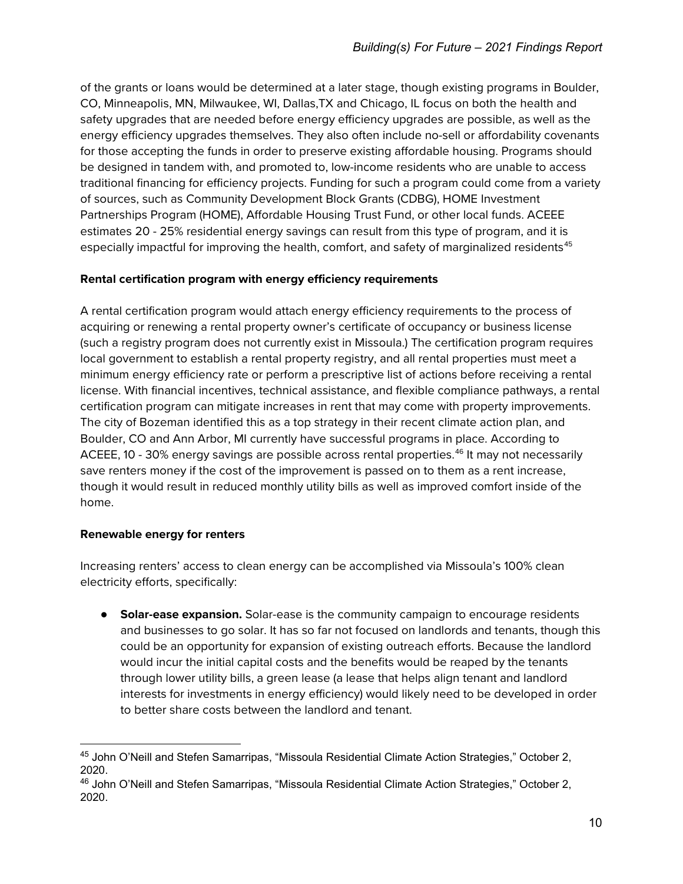of the grants or loans would be determined at a later stage, though existing programs in Boulder, CO, Minneapolis, MN, Milwaukee, WI, Dallas,TX and Chicago, IL focus on both the health and safety upgrades that are needed before energy efficiency upgrades are possible, as well as the energy efficiency upgrades themselves. They also often include no-sell or affordability covenants for those accepting the funds in order to preserve existing affordable housing. Programs should be designed in tandem with, and promoted to, low-income residents who are unable to access traditional financing for efficiency projects. Funding for such a program could come from a variety of sources, such as Community Development Block Grants (CDBG), HOME Investment Partnerships Program (HOME), Affordable Housing Trust Fund, or other local funds. ACEEE estimates 20 - 25% residential energy savings can result from this type of program, and it is especially impactful for improving the health, comfort, and safety of marginalized residents[45]

**Rental certification program with energy efficiency requirements**

A rental certification program would attach energy efficiency requirements to the process of acquiring or renewing a rental property owner's certificate of occupancy or business license (such a registry program does not currently exist in Missoula.) The certification program requires local government to establish a rental property registry, and all rental properties must meet a minimum energy efficiency rate or perform a prescriptive list of actions before receiving a rental license. With financial incentives, technical assistance, and flexible compliance pathways, a rental certification program can mitigate increases in rent that may come with property improvements. The city of Bozeman identified this as a top strategy in their recent climate action plan, and Boulder, CO and Ann Arbor, MI currently have successful programs in place. According to ACEEE, 10 - 30% energy savings are possible across rental properties.[46] It may not necessarily save renters money if the cost of the improvement is passed on to them as a rent increase, though it would result in reduced monthly utility bills as well as improved comfort inside of the home.

**Renewable energy for renters**

Increasing renters' access to clean energy can be accomplished via Missoula's 100% clean electricity efforts, specifically:

- **Solar-ease expansion.** Solar-ease is the community campaign to encourage residents and businesses to go solar. It has so far not focused on landlords and tenants, though this could be an opportunity for expansion of existing outreach efforts. Because the landlord would incur the initial capital costs and the benefits would be reaped by the tenants through lower utility bills, a green lease (a lease that helps align tenant and landlord interests for investments in energy efficiency) would likely need to be developed in order to better share costs between the landlord and tenant.

---

[45] John O'Neill and Stefen Samarripas, "Missoula Residential Climate Action Strategies," October 2, 2020.

[46] John O'Neill and Stefen Samarripas, "Missoula Residential Climate Action Strategies," October 2, 2020.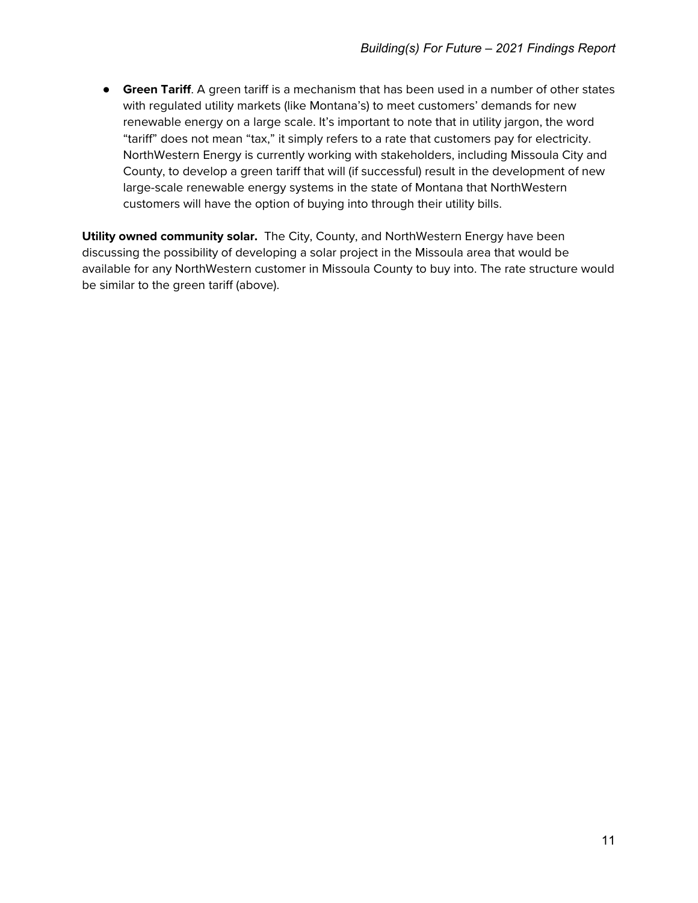- **Green Tariff**. A green tariff is a mechanism that has been used in a number of other states with regulated utility markets (like Montana's) to meet customers' demands for new renewable energy on a large scale. It's important to note that in utility jargon, the word "tariff" does not mean "tax," it simply refers to a rate that customers pay for electricity. NorthWestern Energy is currently working with stakeholders, including Missoula City and County, to develop a green tariff that will (if successful) result in the development of new large-scale renewable energy systems in the state of Montana that NorthWestern customers will have the option of buying into through their utility bills.

**Utility owned community solar.** The City, County, and NorthWestern Energy have been discussing the possibility of developing a solar project in the Missoula area that would be available for any NorthWestern customer in Missoula County to buy into. The rate structure would be similar to the green tariff (above).